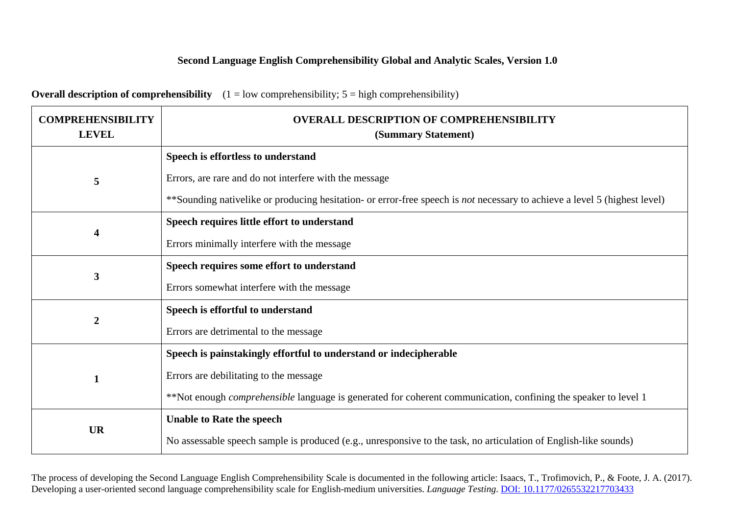# Second Language English Comprehensibility Global and Analytic Scales, Version 1.0

**Overall description of comprehensibility** (1 = low comprehensibility; 5 = high comprehensibility)

| **COMPREHENSIBILITY LEVEL** | **OVERALL DESCRIPTION OF COMPREHENSIBILITY (Summary Statement)** |
|---|---|
| **5** | **Speech is effortless to understand**<br><br>Errors, are rare and do not interfere with the message<br><br>**Sounding nativelike or producing hesitation- or error-free speech is *not* necessary to achieve a level 5 (highest level) |
| **4** | **Speech requires little effort to understand**<br><br>Errors minimally interfere with the message |
| **3** | **Speech requires some effort to understand**<br><br>Errors somewhat interfere with the message |
| **2** | **Speech is effortful to understand**<br><br>Errors are detrimental to the message |
| **1** | **Speech is painstakingly effortful to understand or indecipherable**<br><br>Errors are debilitating to the message<br><br>**Not enough *comprehensible* language is generated for coherent communication, confining the speaker to level 1 |
| **UR** | **Unable to Rate the speech**<br><br>No assessable speech sample is produced (e.g., unresponsive to the task, no articulation of English-like sounds) |

The process of developing the Second Language English Comprehensibility Scale is documented in the following article: Isaacs, T., Trofimovich, P., & Foote, J. A. (2017). Developing a user-oriented second language comprehensibility scale for English-medium universities. *Language Testing*. DOI: 10.1177/0265532217703433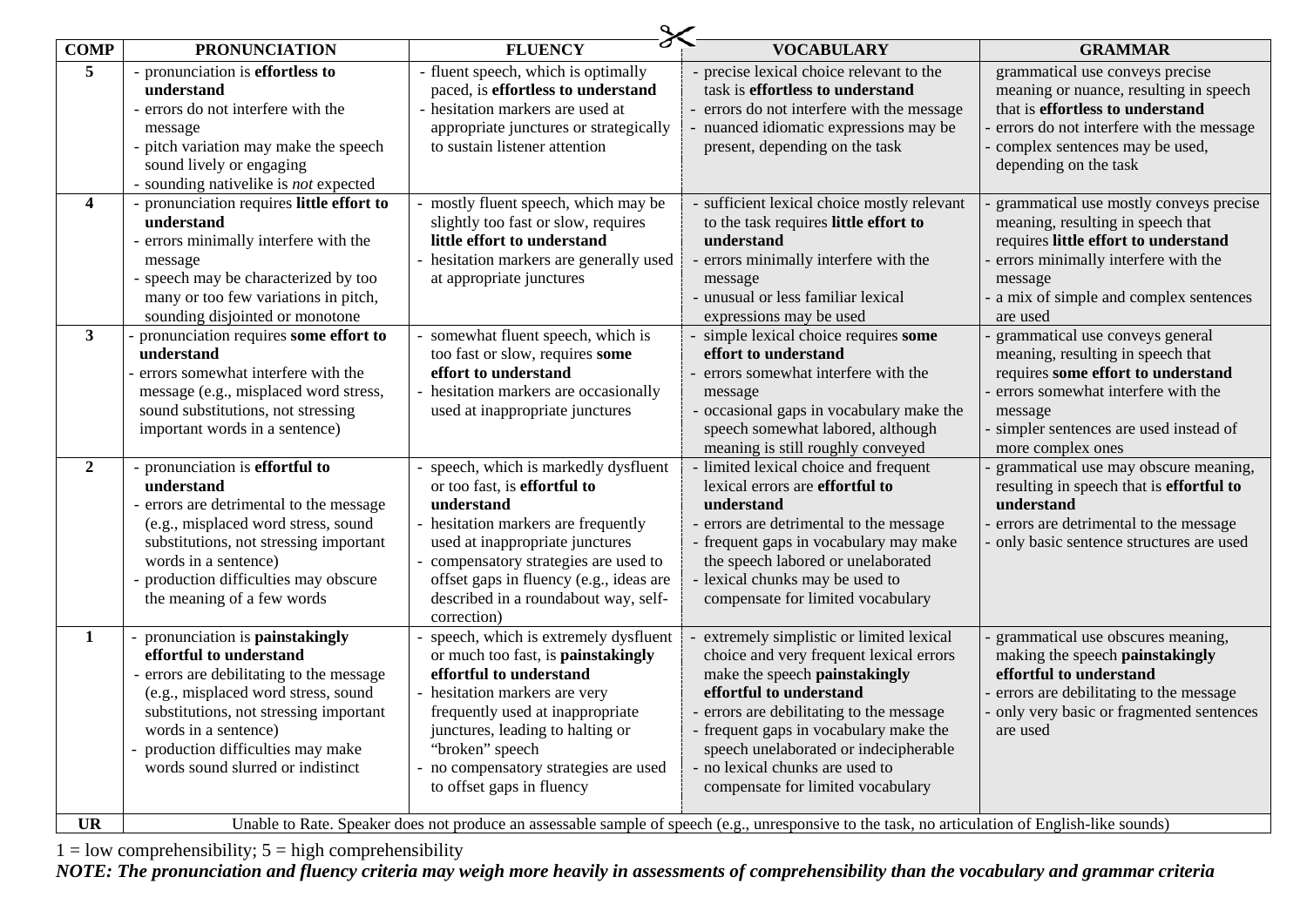| COMP | PRONUNCIATION | FLUENCY | VOCABULARY | GRAMMAR |
|---|---|---|---|---|
| **5** | - pronunciation is **effortless to understand**<br>- errors do not interfere with the message<br>- pitch variation may make the speech sound lively or engaging<br>- sounding nativelike is *not* expected | - fluent speech, which is optimally paced, is **effortless to understand**<br>- hesitation markers are used at appropriate junctures or strategically to sustain listener attention | - precise lexical choice relevant to the task is **effortless to understand**<br>- errors do not interfere with the message<br>- nuanced idiomatic expressions may be present, depending on the task | grammatical use conveys precise meaning or nuance, resulting in speech that is **effortless to understand**<br>- errors do not interfere with the message<br>- complex sentences may be used, depending on the task |
| **4** | - pronunciation requires **little effort to understand**<br>- errors minimally interfere with the message<br>- speech may be characterized by too many or too few variations in pitch, sounding disjointed or monotone | - mostly fluent speech, which may be slightly too fast or slow, requires **little effort to understand**<br>- hesitation markers are generally used at appropriate junctures | - sufficient lexical choice mostly relevant to the task requires **little effort to understand**<br>- errors minimally interfere with the message<br>- unusual or less familiar lexical expressions may be used | - grammatical use mostly conveys precise meaning, resulting in speech that requires **little effort to understand**<br>- errors minimally interfere with the message<br>- a mix of simple and complex sentences are used |
| **3** | - pronunciation requires **some effort to understand**<br>- errors somewhat interfere with the message (e.g., misplaced word stress, sound substitutions, not stressing important words in a sentence) | - somewhat fluent speech, which is too fast or slow, requires **some effort to understand**<br>- hesitation markers are occasionally used at inappropriate junctures | - simple lexical choice requires **some effort to understand**<br>- errors somewhat interfere with the message<br>- occasional gaps in vocabulary make the speech somewhat labored, although meaning is still roughly conveyed | - grammatical use conveys general meaning, resulting in speech that requires **some effort to understand**<br>- errors somewhat interfere with the message<br>- simpler sentences are used instead of more complex ones |
| **2** | - pronunciation is **effortful to understand**<br>- errors are detrimental to the message (e.g., misplaced word stress, sound substitutions, not stressing important words in a sentence)<br>- production difficulties may obscure the meaning of a few words | - speech, which is markedly dysfluent or too fast, is **effortful to understand**<br>- hesitation markers are frequently used at inappropriate junctures<br>- compensatory strategies are used to offset gaps in fluency (e.g., ideas are described in a roundabout way, self-correction) | - limited lexical choice and frequent lexical errors are **effortful to understand**<br>- errors are detrimental to the message<br>- frequent gaps in vocabulary may make the speech labored or unelaborated<br>- lexical chunks may be used to compensate for limited vocabulary | - grammatical use may obscure meaning, resulting in speech that is **effortful to understand**<br>- errors are detrimental to the message<br>- only basic sentence structures are used |
| **1** | - pronunciation is **painstakingly effortful to understand**<br>- errors are debilitating to the message (e.g., misplaced word stress, sound substitutions, not stressing important words in a sentence)<br>- production difficulties may make words sound slurred or indistinct | - speech, which is extremely dysfluent or much too fast, is **painstakingly effortful to understand**<br>- hesitation markers are very frequently used at inappropriate junctures, leading to halting or "broken" speech<br>- no compensatory strategies are used to offset gaps in fluency | - extremely simplistic or limited lexical choice and very frequent lexical errors make the speech **painstakingly effortful to understand**<br>- errors are debilitating to the message<br>- frequent gaps in vocabulary make the speech unelaborated or indecipherable<br>- no lexical chunks are used to compensate for limited vocabulary | - grammatical use obscures meaning, making the speech **painstakingly effortful to understand**<br>- errors are debilitating to the message<br>- only very basic or fragmented sentences are used |
| **UR** | Unable to Rate. Speaker does not produce an assessable sample of speech (e.g., unresponsive to the task, no articulation of English-like sounds) | | | |

1 = low comprehensibility; 5 = high comprehensibility

***NOTE: The pronunciation and fluency criteria may weigh more heavily in assessments of comprehensibility than the vocabulary and grammar criteria***